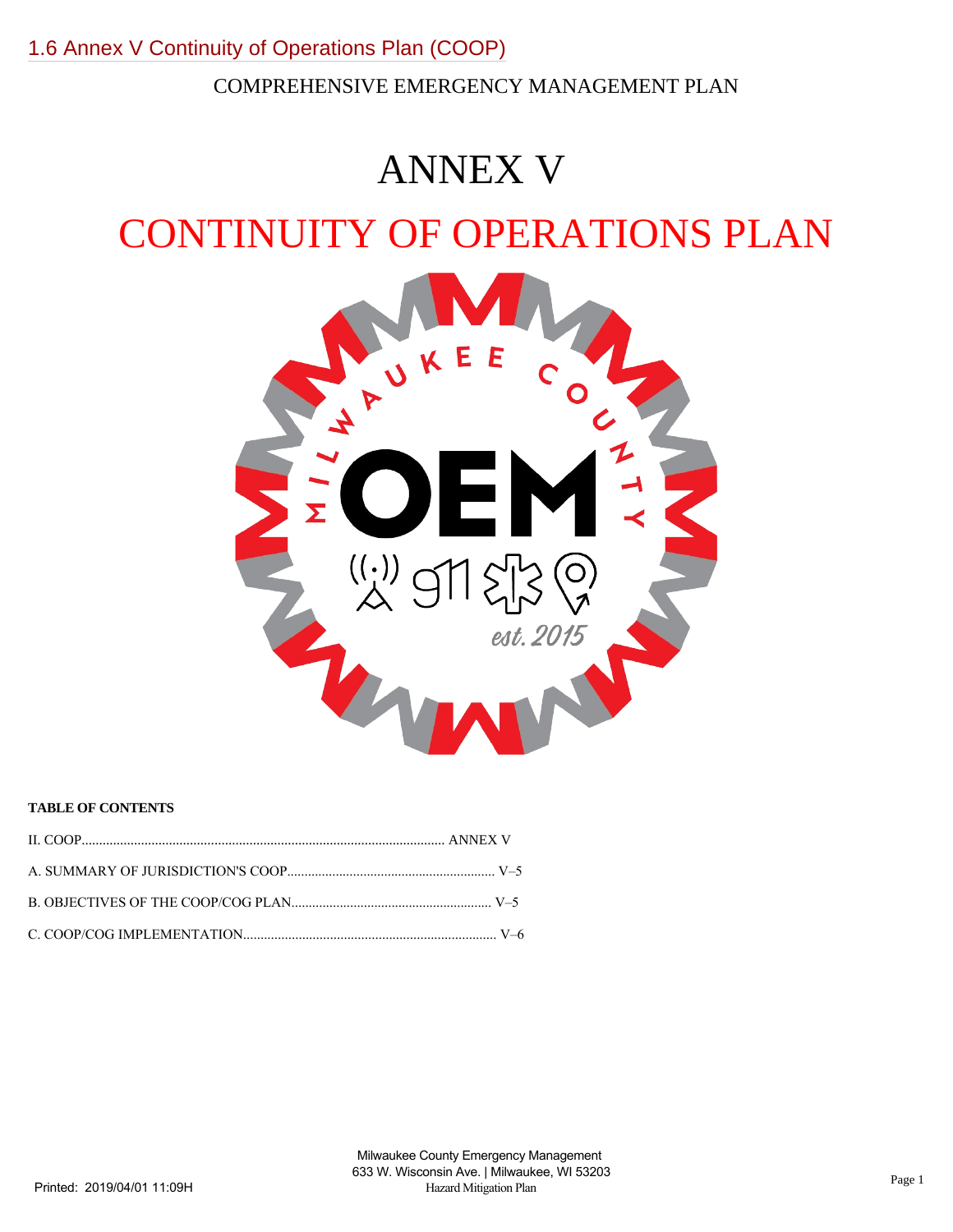# 1.6 Annex V Continuity of Operations Plan (COOP)

COMPREHENSIVE EMERGENCY MANAGEMENT PLAN

# ANNEX V

# CONTINUITY OF OPERATIONS PLAN

**TABLE OF CONTENTS**

II. COOP........................................................................................................ ANNEX V

A. SUMMARY OF JURISDICTION'S COOP............................................................ V–5

B. OBJECTIVES OF THE COOP/COG PLAN......................................................... V–5

C. COOP/COG IMPLEMENTATION......................................................................... V–6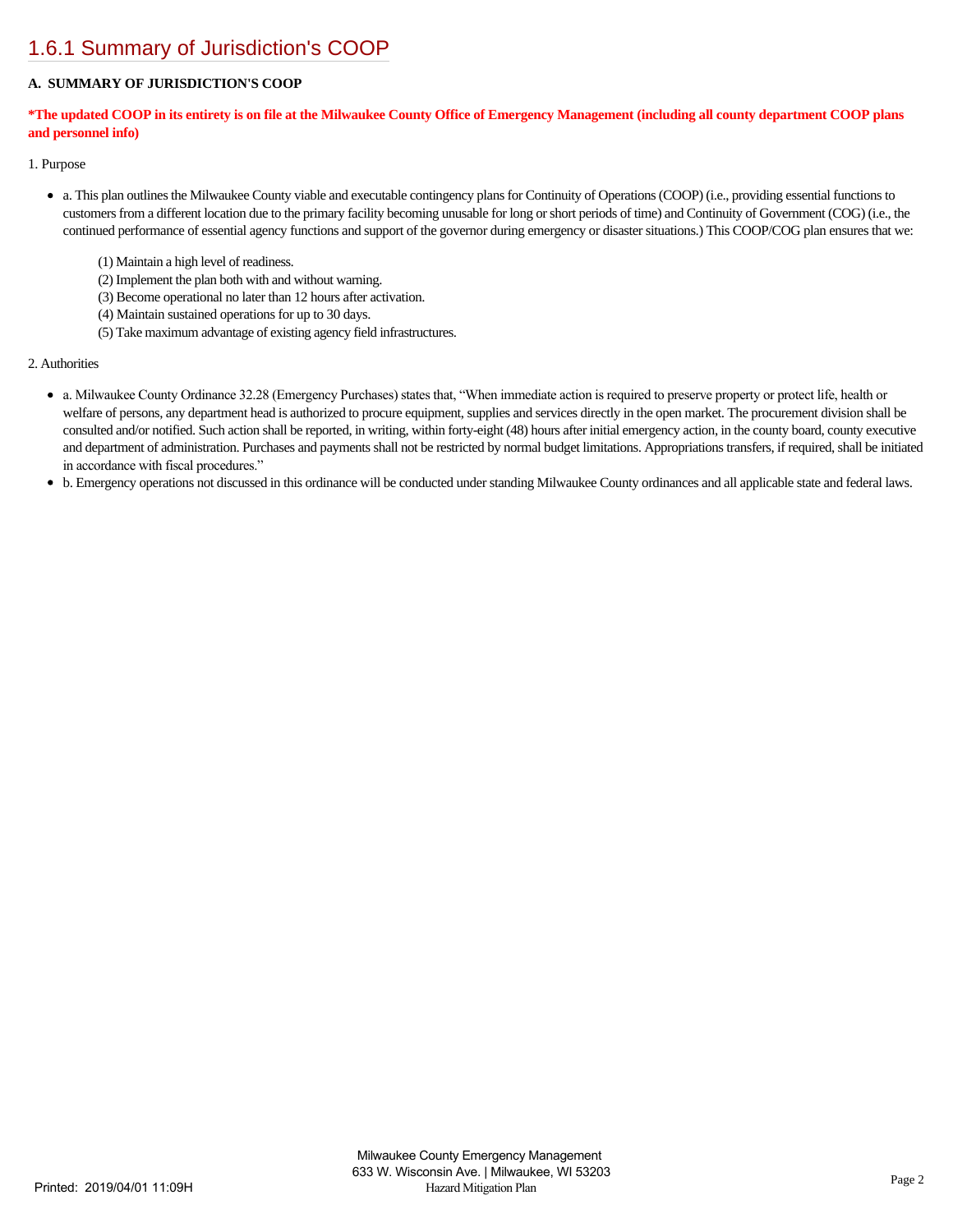# 1.6.1 Summary of Jurisdiction's COOP

**A. SUMMARY OF JURISDICTION'S COOP**

**\*The updated COOP in its entirety is on file at the Milwaukee County Office of Emergency Management (including all county department COOP plans and personnel info)**

1. Purpose

- a. This plan outlines the Milwaukee County viable and executable contingency plans for Continuity of Operations (COOP) (i.e., providing essential functions to customers from a different location due to the primary facility becoming unusable for long or short periods of time) and Continuity of Government (COG) (i.e., the continued performance of essential agency functions and support of the governor during emergency or disaster situations.) This COOP/COG plan ensures that we:

  (1) Maintain a high level of readiness.
  (2) Implement the plan both with and without warning.
  (3) Become operational no later than 12 hours after activation.
  (4) Maintain sustained operations for up to 30 days.
  (5) Take maximum advantage of existing agency field infrastructures.

2. Authorities

- a. Milwaukee County Ordinance 32.28 (Emergency Purchases) states that, "When immediate action is required to preserve property or protect life, health or welfare of persons, any department head is authorized to procure equipment, supplies and services directly in the open market. The procurement division shall be consulted and/or notified. Such action shall be reported, in writing, within forty-eight (48) hours after initial emergency action, in the county board, county executive and department of administration. Purchases and payments shall not be restricted by normal budget limitations. Appropriations transfers, if required, shall be initiated in accordance with fiscal procedures."
- b. Emergency operations not discussed in this ordinance will be conducted under standing Milwaukee County ordinances and all applicable state and federal laws.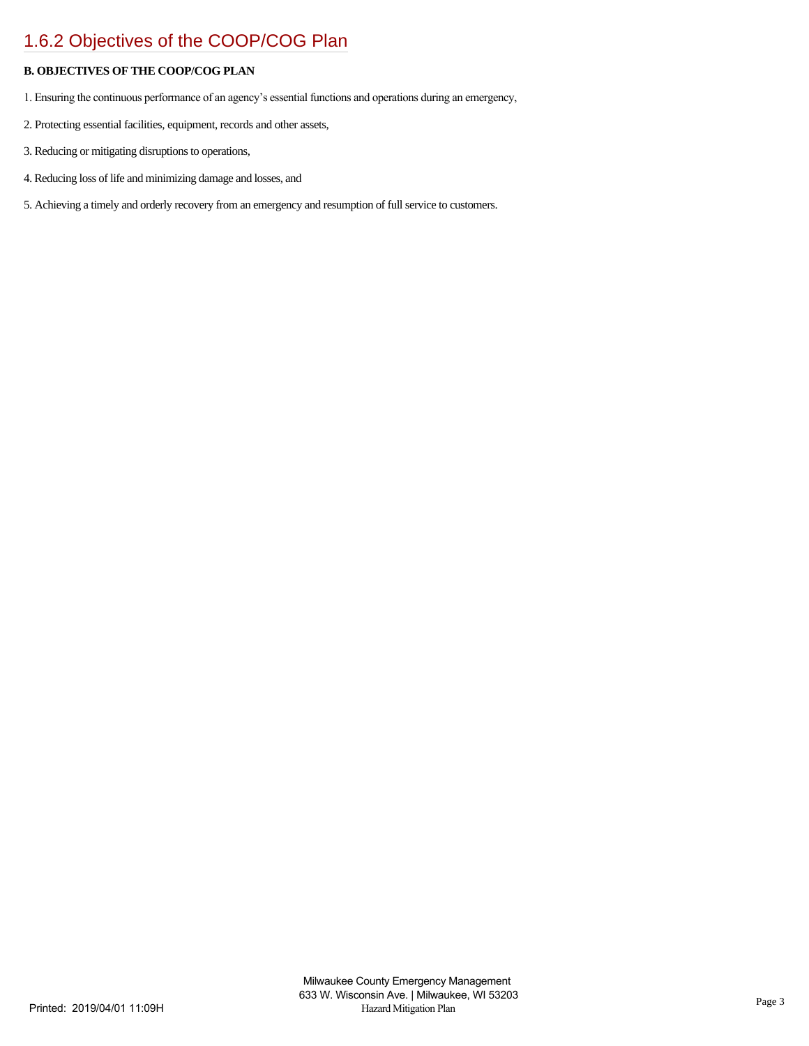## 1.6.2 Objectives of the COOP/COG Plan

**B. OBJECTIVES OF THE COOP/COG PLAN**

1. Ensuring the continuous performance of an agency's essential functions and operations during an emergency,

2. Protecting essential facilities, equipment, records and other assets,

3. Reducing or mitigating disruptions to operations,

4. Reducing loss of life and minimizing damage and losses, and

5. Achieving a timely and orderly recovery from an emergency and resumption of full service to customers.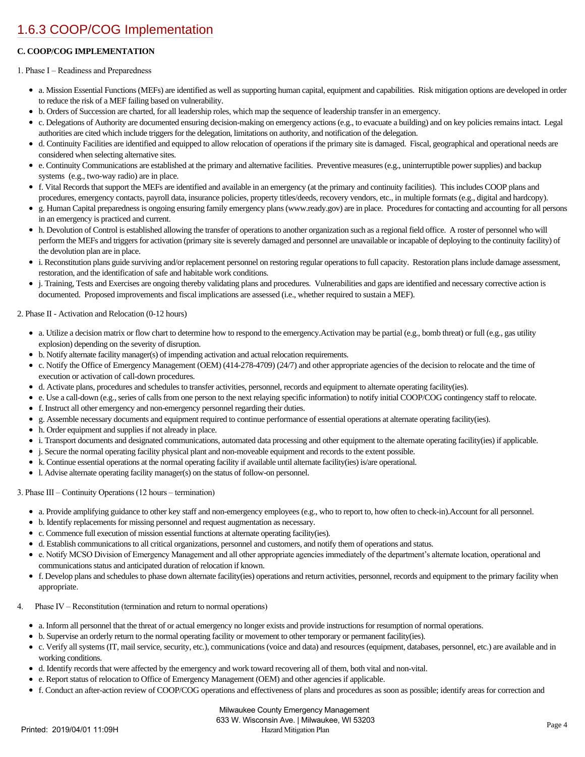# 1.6.3 COOP/COG Implementation

**C. COOP/COG IMPLEMENTATION**

1. Phase I – Readiness and Preparedness

- a. Mission Essential Functions (MEFs) are identified as well as supporting human capital, equipment and capabilities. Risk mitigation options are developed in order to reduce the risk of a MEF failing based on vulnerability.
- b. Orders of Succession are charted, for all leadership roles, which map the sequence of leadership transfer in an emergency.
- c. Delegations of Authority are documented ensuring decision-making on emergency actions (e.g., to evacuate a building) and on key policies remains intact. Legal authorities are cited which include triggers for the delegation, limitations on authority, and notification of the delegation.
- d. Continuity Facilities are identified and equipped to allow relocation of operations if the primary site is damaged. Fiscal, geographical and operational needs are considered when selecting alternative sites.
- e. Continuity Communications are established at the primary and alternative facilities. Preventive measures (e.g., uninterruptible power supplies) and backup systems (e.g., two-way radio) are in place.
- f. Vital Records that support the MEFs are identified and available in an emergency (at the primary and continuity facilities). This includes COOP plans and procedures, emergency contacts, payroll data, insurance policies, property titles/deeds, recovery vendors, etc., in multiple formats (e.g., digital and hardcopy).
- g. Human Capital preparedness is ongoing ensuring family emergency plans (www.ready.gov) are in place. Procedures for contacting and accounting for all persons in an emergency is practiced and current.
- h. Devolution of Control is established allowing the transfer of operations to another organization such as a regional field office. A roster of personnel who will perform the MEFs and triggers for activation (primary site is severely damaged and personnel are unavailable or incapable of deploying to the continuity facility) of the devolution plan are in place.
- i. Reconstitution plans guide surviving and/or replacement personnel on restoring regular operations to full capacity. Restoration plans include damage assessment, restoration, and the identification of safe and habitable work conditions.
- j. Training, Tests and Exercises are ongoing thereby validating plans and procedures. Vulnerabilities and gaps are identified and necessary corrective action is documented. Proposed improvements and fiscal implications are assessed (i.e., whether required to sustain a MEF).

2. Phase II - Activation and Relocation (0-12 hours)

- a. Utilize a decision matrix or flow chart to determine how to respond to the emergency.Activation may be partial (e.g., bomb threat) or full (e.g., gas utility explosion) depending on the severity of disruption.
- b. Notify alternate facility manager(s) of impending activation and actual relocation requirements.
- c. Notify the Office of Emergency Management (OEM) (414-278-4709) (24/7) and other appropriate agencies of the decision to relocate and the time of execution or activation of call-down procedures.
- d. Activate plans, procedures and schedules to transfer activities, personnel, records and equipment to alternate operating facility(ies).
- e. Use a call-down (e.g., series of calls from one person to the next relaying specific information) to notify initial COOP/COG contingency staff to relocate.
- f. Instruct all other emergency and non-emergency personnel regarding their duties.
- g. Assemble necessary documents and equipment required to continue performance of essential operations at alternate operating facility(ies).
- h. Order equipment and supplies if not already in place.
- i. Transport documents and designated communications, automated data processing and other equipment to the alternate operating facility(ies) if applicable.
- j. Secure the normal operating facility physical plant and non-moveable equipment and records to the extent possible.
- k. Continue essential operations at the normal operating facility if available until alternate facility(ies) is/are operational.
- l. Advise alternate operating facility manager(s) on the status of follow-on personnel.

3. Phase III – Continuity Operations (12 hours – termination)

- a. Provide amplifying guidance to other key staff and non-emergency employees (e.g., who to report to, how often to check-in).Account for all personnel.
- b. Identify replacements for missing personnel and request augmentation as necessary.
- c. Commence full execution of mission essential functions at alternate operating facility(ies).
- d. Establish communications to all critical organizations, personnel and customers, and notify them of operations and status.
- e. Notify MCSO Division of Emergency Management and all other appropriate agencies immediately of the department's alternate location, operational and communications status and anticipated duration of relocation if known.
- f. Develop plans and schedules to phase down alternate facility(ies) operations and return activities, personnel, records and equipment to the primary facility when appropriate.

4. Phase IV – Reconstitution (termination and return to normal operations)

- a. Inform all personnel that the threat of or actual emergency no longer exists and provide instructions for resumption of normal operations.
- b. Supervise an orderly return to the normal operating facility or movement to other temporary or permanent facility(ies).
- c. Verify all systems (IT, mail service, security, etc.), communications (voice and data) and resources (equipment, databases, personnel, etc.) are available and in working conditions.
- d. Identify records that were affected by the emergency and work toward recovering all of them, both vital and non-vital.
- e. Report status of relocation to Office of Emergency Management (OEM) and other agencies if applicable.
- f. Conduct an after-action review of COOP/COG operations and effectiveness of plans and procedures as soon as possible; identify areas for correction and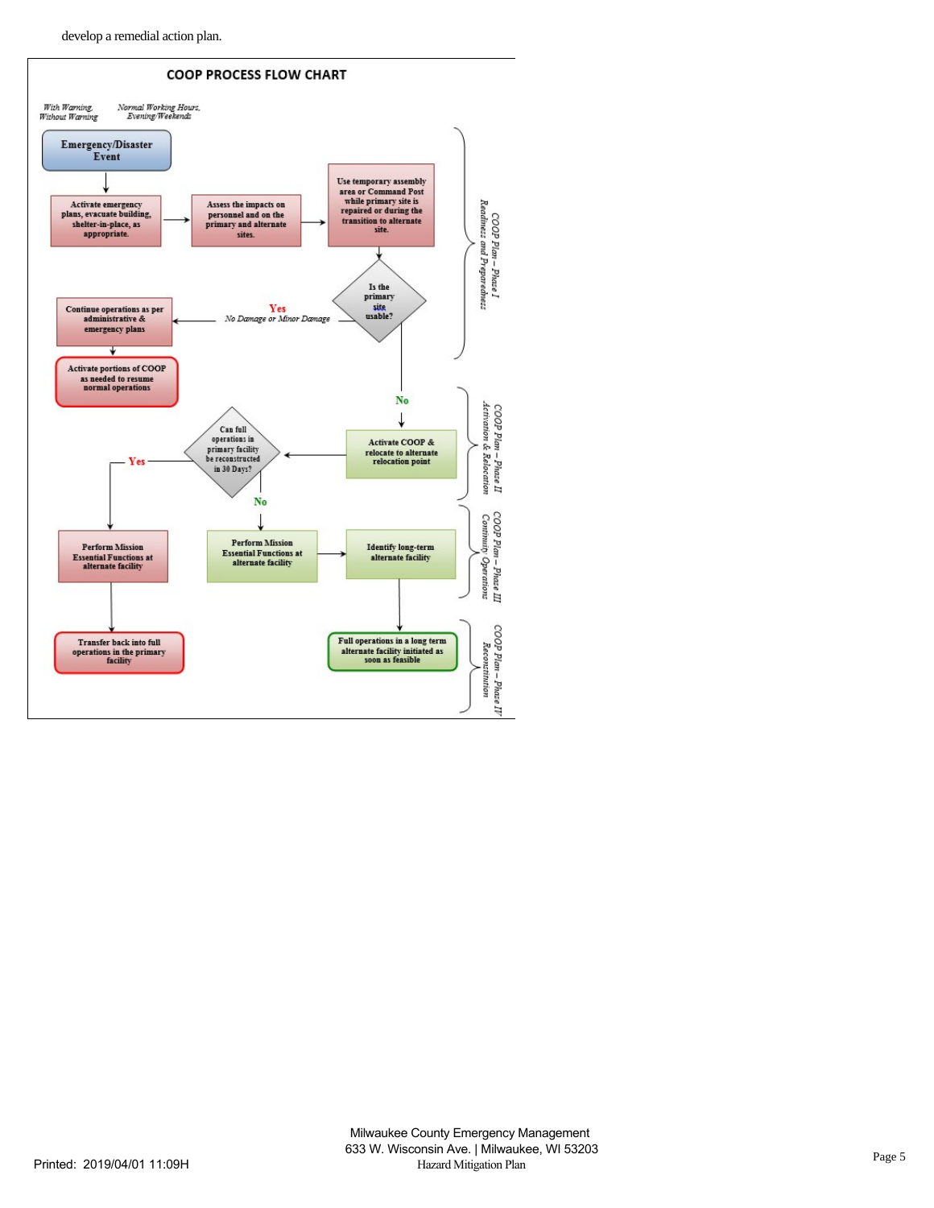develop a remedial action plan.

COOP PROCESS FLOW CHART

With Warning, Without Warning

Normal Working Hours, Evening/Weekends

Emergency/Disaster Event

Activate emergency plans, evacuate building, shelter-in-place, as appropriate.

Assess the impacts on personnel and on the primary and alternate sites.

Use temporary assembly area or Command Post while primary site is repaired or during the transition to alternate site.

Is the primary site usable?

Yes

No Damage or Minor Damage

Continue operations as per administrative & emergency plans

Activate portions of COOP as needed to resume normal operations

No

Activate COOP & relocate to alternate relocation point

Can full operations in primary facility be reconstructed in 30 Days?

Yes

No

Perform Mission Essential Functions at alternate facility

Perform Mission Essential Functions at alternate facility

Identify long-term alternate facility

Transfer back into full operations in the primary facility

Full operations in a long term alternate facility initiated as soon as feasible

COOP Plan – Phase I Readiness and Preparedness

COOP Plan – Phase II Activation & Relocation

COOP Plan – Phase III Continuity Operations

COOP Plan – Phase IV Reconstitution